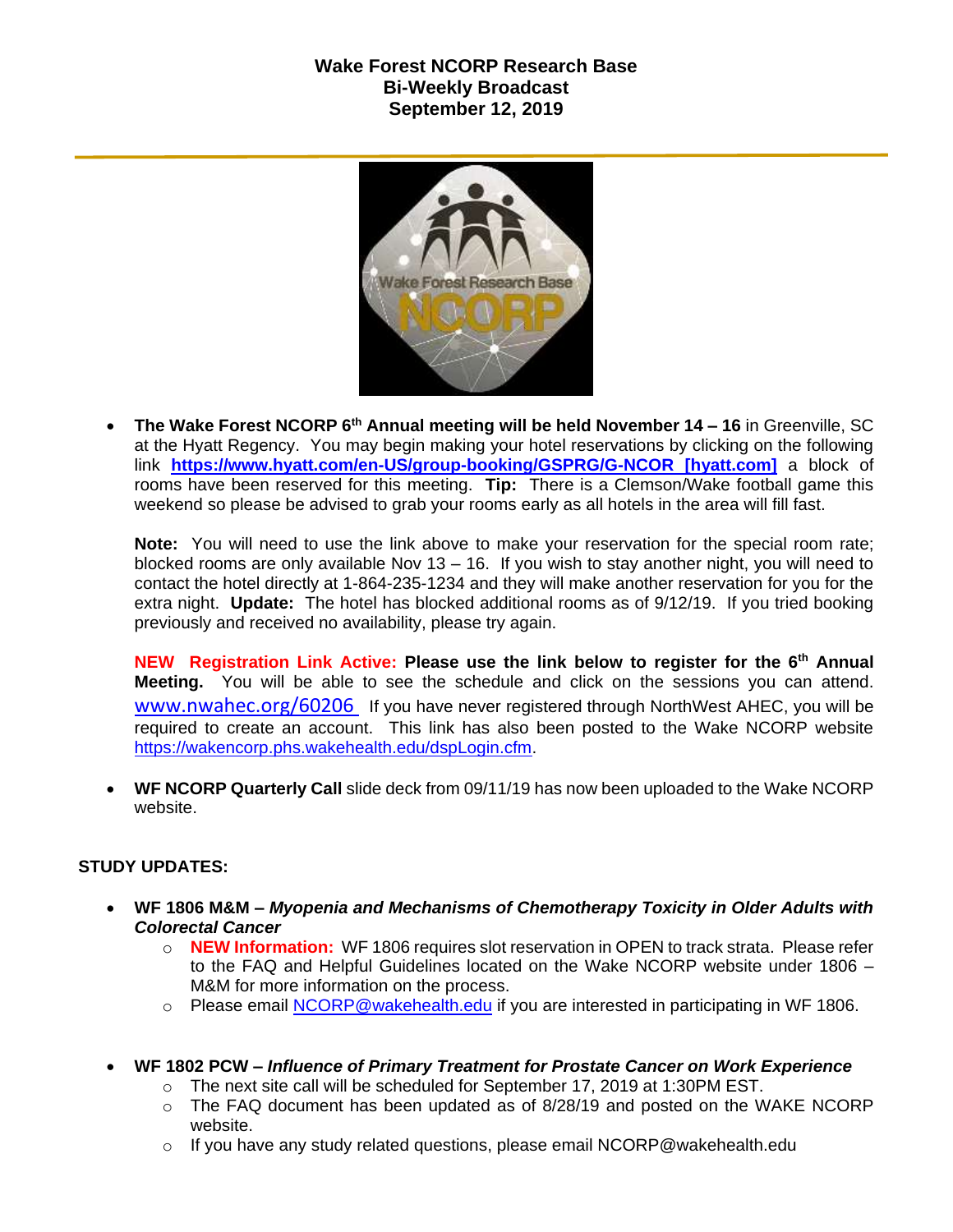**Wake Forest NCORP Research Base**
**Bi-Weekly Broadcast**
**September 12, 2019**

- **The Wake Forest NCORP 6th Annual meeting will be held November 14 – 16** in Greenville, SC at the Hyatt Regency. You may begin making your hotel reservations by clicking on the following link **https://www.hyatt.com/en-US/group-booking/GSPRG/G-NCOR [hyatt.com]** a block of rooms have been reserved for this meeting. **Tip:** There is a Clemson/Wake football game this weekend so please be advised to grab your rooms early as all hotels in the area will fill fast.

  **Note:** You will need to use the link above to make your reservation for the special room rate; blocked rooms are only available Nov 13 – 16. If you wish to stay another night, you will need to contact the hotel directly at 1-864-235-1234 and they will make another reservation for you for the extra night. **Update:** The hotel has blocked additional rooms as of 9/12/19. If you tried booking previously and received no availability, please try again.

  **NEW Registration Link Active: Please use the link below to register for the 6th Annual Meeting.** You will be able to see the schedule and click on the sessions you can attend. www.nwahec.org/60206 If you have never registered through NorthWest AHEC, you will be required to create an account. This link has also been posted to the Wake NCORP website https://wakencorp.phs.wakehealth.edu/dspLogin.cfm.

- **WF NCORP Quarterly Call** slide deck from 09/11/19 has now been uploaded to the Wake NCORP website.

**STUDY UPDATES:**

- **WF 1806 M&M – *Myopenia and Mechanisms of Chemotherapy Toxicity in Older Adults with Colorectal Cancer***
  - **NEW Information:** WF 1806 requires slot reservation in OPEN to track strata. Please refer to the FAQ and Helpful Guidelines located on the Wake NCORP website under 1806 – M&M for more information on the process.
  - Please email NCORP@wakehealth.edu if you are interested in participating in WF 1806.

- **WF 1802 PCW – *Influence of Primary Treatment for Prostate Cancer on Work Experience***
  - The next site call will be scheduled for September 17, 2019 at 1:30PM EST.
  - The FAQ document has been updated as of 8/28/19 and posted on the WAKE NCORP website.
  - If you have any study related questions, please email NCORP@wakehealth.edu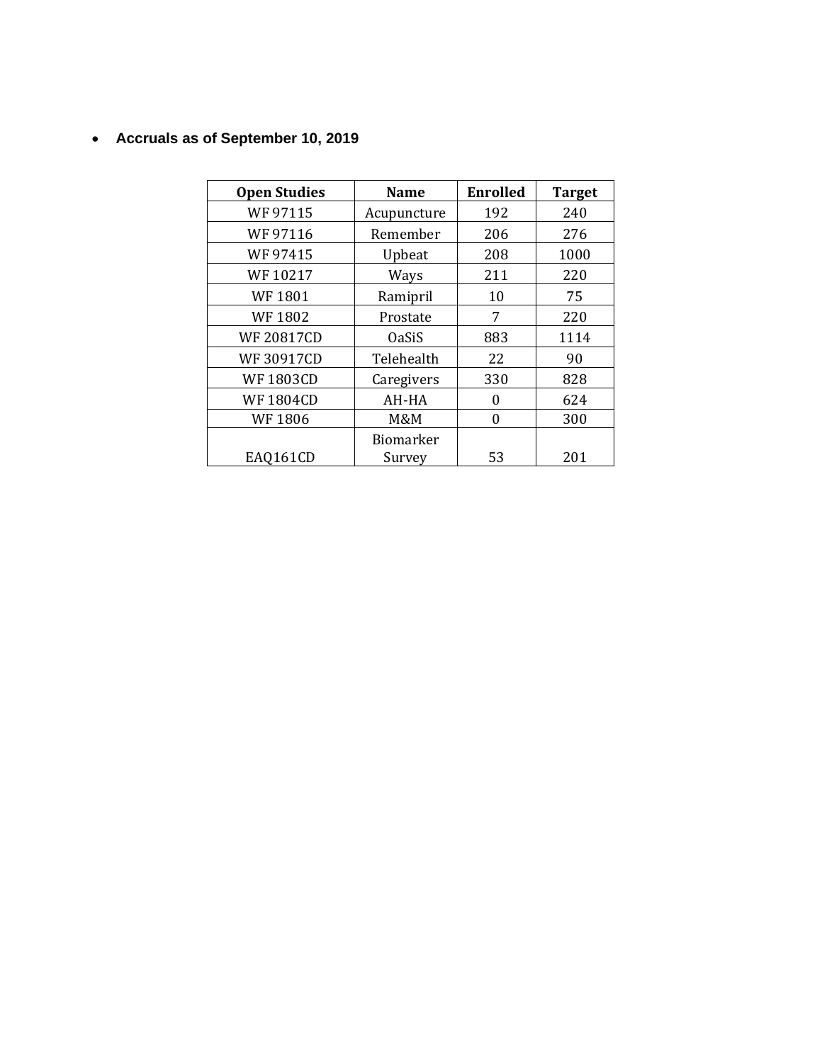- **Accruals as of September 10, 2019**

| Open Studies | Name | Enrolled | Target |
|---|---|---|---|
| WF 97115 | Acupuncture | 192 | 240 |
| WF 97116 | Remember | 206 | 276 |
| WF 97415 | Upbeat | 208 | 1000 |
| WF 10217 | Ways | 211 | 220 |
| WF 1801 | Ramipril | 10 | 75 |
| WF 1802 | Prostate | 7 | 220 |
| WF 20817CD | OaSiS | 883 | 1114 |
| WF 30917CD | Telehealth | 22 | 90 |
| WF 1803CD | Caregivers | 330 | 828 |
| WF 1804CD | AH-HA | 0 | 624 |
| WF 1806 | M&M | 0 | 300 |
| EAQ161CD | Biomarker Survey | 53 | 201 |